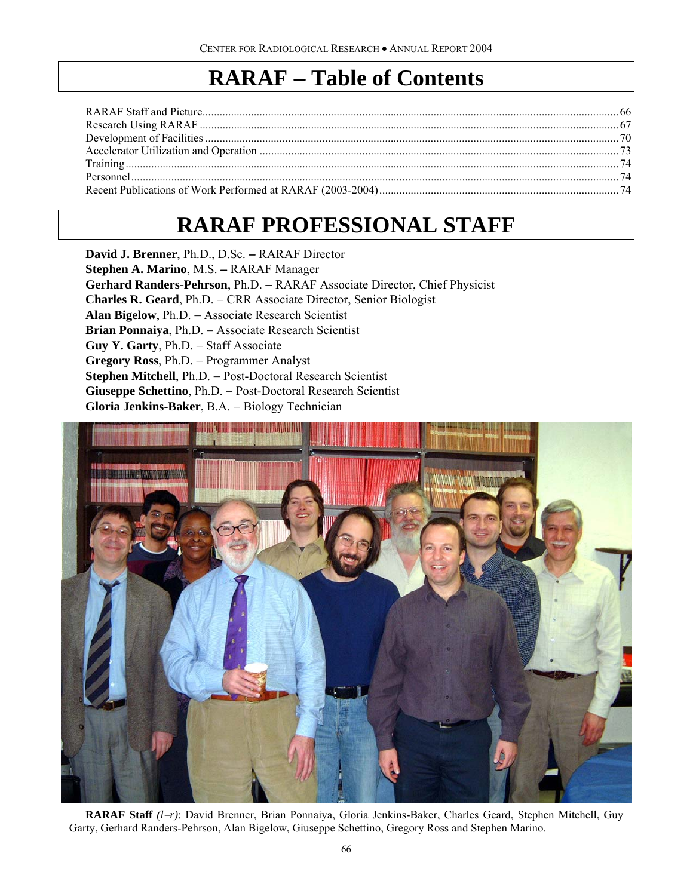# RARAF – Table of Contents

RARAF Staff and Picture........................................................................................................66
Research Using RARAF .........................................................................................................67
Development of Facilities .......................................................................................................70
Accelerator Utilization and Operation ....................................................................................73
Training ...................................................................................................................................74
Personnel.................................................................................................................................74
Recent Publications of Work Performed at RARAF (2003-2004)..........................................74

# RARAF PROFESSIONAL STAFF

**David J. Brenner**, Ph.D., D.Sc. – RARAF Director
**Stephen A. Marino**, M.S. – RARAF Manager
**Gerhard Randers-Pehrson**, Ph.D. – RARAF Associate Director, Chief Physicist
**Charles R. Geard**, Ph.D. – CRR Associate Director, Senior Biologist
**Alan Bigelow**, Ph.D. – Associate Research Scientist
**Brian Ponnaiya**, Ph.D. – Associate Research Scientist
**Guy Y. Garty**, Ph.D. – Staff Associate
**Gregory Ross**, Ph.D. – Programmer Analyst
**Stephen Mitchell**, Ph.D. – Post-Doctoral Research Scientist
**Giuseppe Schettino**, Ph.D. – Post-Doctoral Research Scientist
**Gloria Jenkins-Baker**, B.A. – Biology Technician

**RARAF Staff** *(l–r)*: David Brenner, Brian Ponnaiya, Gloria Jenkins-Baker, Charles Geard, Stephen Mitchell, Guy Garty, Gerhard Randers-Pehrson, Alan Bigelow, Giuseppe Schettino, Gregory Ross and Stephen Marino.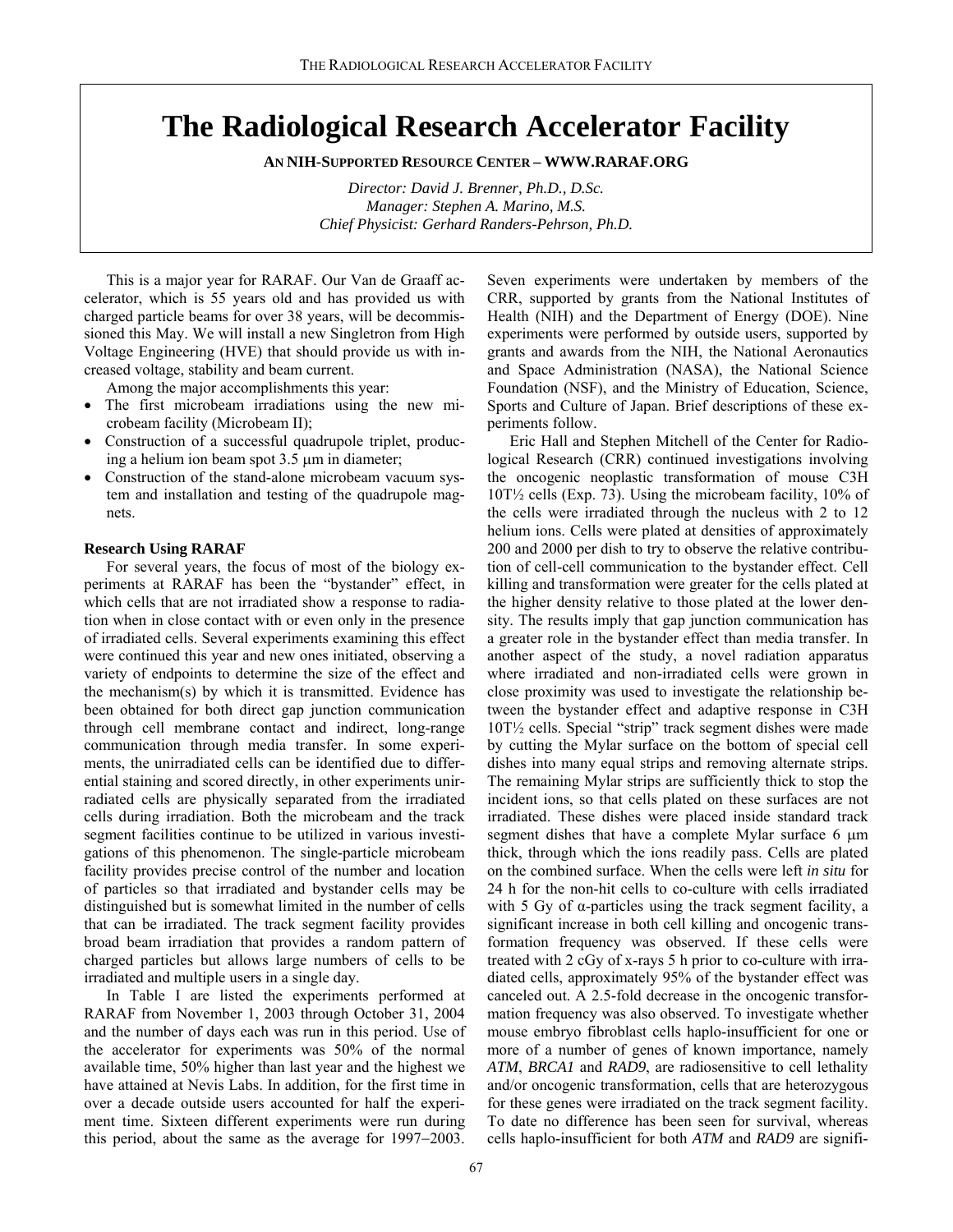# The Radiological Research Accelerator Facility

**AN NIH-SUPPORTED RESOURCE CENTER – WWW.RARAF.ORG**

*Director: David J. Brenner, Ph.D., D.Sc.*
*Manager: Stephen A. Marino, M.S.*
*Chief Physicist: Gerhard Randers-Pehrson, Ph.D.*

This is a major year for RARAF. Our Van de Graaff accelerator, which is 55 years old and has provided us with charged particle beams for over 38 years, will be decommissioned this May. We will install a new Singletron from High Voltage Engineering (HVE) that should provide us with increased voltage, stability and beam current.

Among the major accomplishments this year:

- The first microbeam irradiations using the new microbeam facility (Microbeam II);
- Construction of a successful quadrupole triplet, producing a helium ion beam spot 3.5 μm in diameter;
- Construction of the stand-alone microbeam vacuum system and installation and testing of the quadrupole magnets.

**Research Using RARAF**

For several years, the focus of most of the biology experiments at RARAF has been the "bystander" effect, in which cells that are not irradiated show a response to radiation when in close contact with or even only in the presence of irradiated cells. Several experiments examining this effect were continued this year and new ones initiated, observing a variety of endpoints to determine the size of the effect and the mechanism(s) by which it is transmitted. Evidence has been obtained for both direct gap junction communication through cell membrane contact and indirect, long-range communication through media transfer. In some experiments, the unirradiated cells can be identified due to differential staining and scored directly, in other experiments unirradiated cells are physically separated from the irradiated cells during irradiation. Both the microbeam and the track segment facilities continue to be utilized in various investigations of this phenomenon. The single-particle microbeam facility provides precise control of the number and location of particles so that irradiated and bystander cells may be distinguished but is somewhat limited in the number of cells that can be irradiated. The track segment facility provides broad beam irradiation that provides a random pattern of charged particles but allows large numbers of cells to be irradiated and multiple users in a single day.

In Table I are listed the experiments performed at RARAF from November 1, 2003 through October 31, 2004 and the number of days each was run in this period. Use of the accelerator for experiments was 50% of the normal available time, 50% higher than last year and the highest we have attained at Nevis Labs. In addition, for the first time in over a decade outside users accounted for half the experiment time. Sixteen different experiments were run during this period, about the same as the average for 1997−2003. Seven experiments were undertaken by members of the CRR, supported by grants from the National Institutes of Health (NIH) and the Department of Energy (DOE). Nine experiments were performed by outside users, supported by grants and awards from the NIH, the National Aeronautics and Space Administration (NASA), the National Science Foundation (NSF), and the Ministry of Education, Science, Sports and Culture of Japan. Brief descriptions of these experiments follow.

Eric Hall and Stephen Mitchell of the Center for Radiological Research (CRR) continued investigations involving the oncogenic neoplastic transformation of mouse C3H 10T½ cells (Exp. 73). Using the microbeam facility, 10% of the cells were irradiated through the nucleus with 2 to 12 helium ions. Cells were plated at densities of approximately 200 and 2000 per dish to try to observe the relative contribution of cell-cell communication to the bystander effect. Cell killing and transformation were greater for the cells plated at the higher density relative to those plated at the lower density. The results imply that gap junction communication has a greater role in the bystander effect than media transfer. In another aspect of the study, a novel radiation apparatus where irradiated and non-irradiated cells were grown in close proximity was used to investigate the relationship between the bystander effect and adaptive response in C3H 10T½ cells. Special "strip" track segment dishes were made by cutting the Mylar surface on the bottom of special cell dishes into many equal strips and removing alternate strips. The remaining Mylar strips are sufficiently thick to stop the incident ions, so that cells plated on these surfaces are not irradiated. These dishes were placed inside standard track segment dishes that have a complete Mylar surface 6 μm thick, through which the ions readily pass. Cells are plated on the combined surface. When the cells were left *in situ* for 24 h for the non-hit cells to co-culture with cells irradiated with 5 Gy of α-particles using the track segment facility, a significant increase in both cell killing and oncogenic transformation frequency was observed. If these cells were treated with 2 cGy of x-rays 5 h prior to co-culture with irradiated cells, approximately 95% of the bystander effect was canceled out. A 2.5-fold decrease in the oncogenic transformation frequency was also observed. To investigate whether mouse embryo fibroblast cells haplo-insufficient for one or more of a number of genes of known importance, namely *ATM*, *BRCA1* and *RAD9*, are radiosensitive to cell lethality and/or oncogenic transformation, cells that are heterozygous for these genes were irradiated on the track segment facility. To date no difference has been seen for survival, whereas cells haplo-insufficient for both *ATM* and *RAD9* are signifi-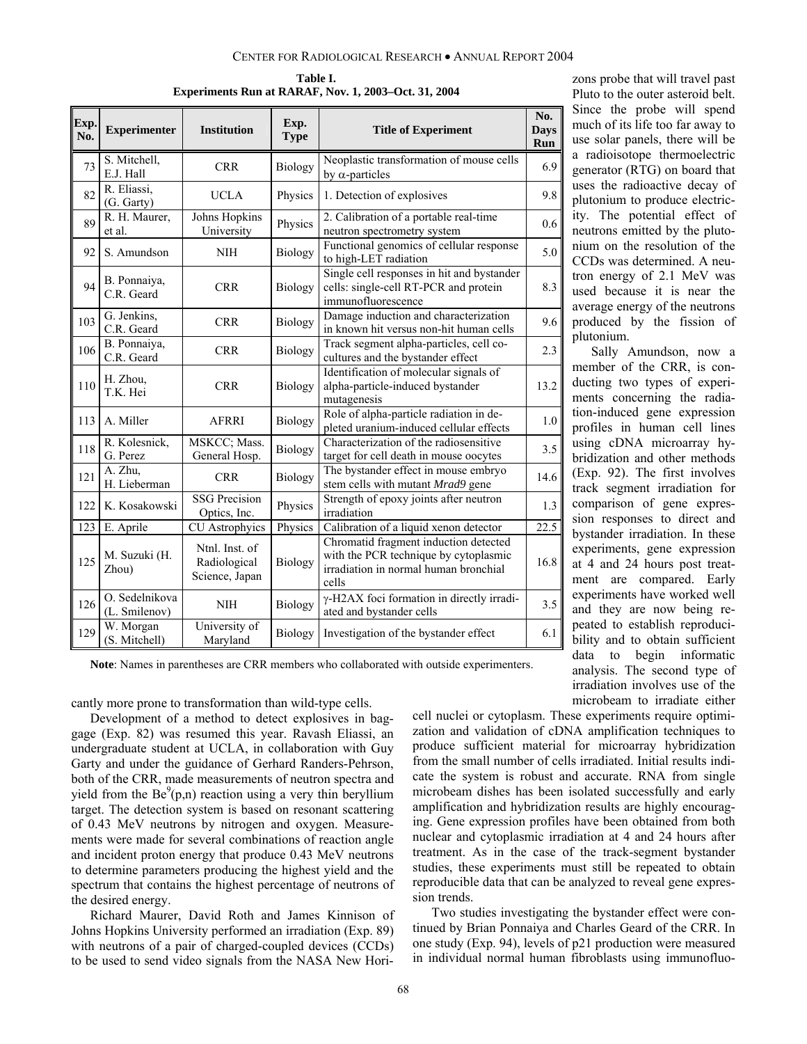**Table I.**
**Experiments Run at RARAF, Nov. 1, 2003–Oct. 31, 2004**

| Exp. No. | Experimenter | Institution | Exp. Type | Title of Experiment | No. Days Run |
|---|---|---|---|---|---|
| 73 | S. Mitchell, E.J. Hall | CRR | Biology | Neoplastic transformation of mouse cells by α-particles | 6.9 |
| 82 | R. Eliassi, (G. Garty) | UCLA | Physics | 1. Detection of explosives | 9.8 |
| 89 | R. H. Maurer, et al. | Johns Hopkins University | Physics | 2. Calibration of a portable real-time neutron spectrometry system | 0.6 |
| 92 | S. Amundson | NIH | Biology | Functional genomics of cellular response to high-LET radiation | 5.0 |
| 94 | B. Ponnaiya, C.R. Geard | CRR | Biology | Single cell responses in hit and bystander cells: single-cell RT-PCR and protein immunofluorescence | 8.3 |
| 103 | G. Jenkins, C.R. Geard | CRR | Biology | Damage induction and characterization in known hit versus non-hit human cells | 9.6 |
| 106 | B. Ponnaiya, C.R. Geard | CRR | Biology | Track segment alpha-particles, cell co-cultures and the bystander effect | 2.3 |
| 110 | H. Zhou, T.K. Hei | CRR | Biology | Identification of molecular signals of alpha-particle-induced bystander mutagenesis | 13.2 |
| 113 | A. Miller | AFRRI | Biology | Role of alpha-particle radiation in depleted uranium-induced cellular effects | 1.0 |
| 118 | R. Kolesnick, G. Perez | MSKCC; Mass. General Hosp. | Biology | Characterization of the radiosensitive target for cell death in mouse oocytes | 3.5 |
| 121 | A. Zhu, H. Lieberman | CRR | Biology | The bystander effect in mouse embryo stem cells with mutant *Mrad9* gene | 14.6 |
| 122 | K. Kosakowski | SSG Precision Optics, Inc. | Physics | Strength of epoxy joints after neutron irradiation | 1.3 |
| 123 | E. Aprile | CU Astrophyics | Physics | Calibration of a liquid xenon detector | 22.5 |
| 125 | M. Suzuki (H. Zhou) | Ntnl. Inst. of Radiological Science, Japan | Biology | Chromatid fragment induction detected with the PCR technique by cytoplasmic irradiation in normal human bronchial cells | 16.8 |
| 126 | O. Sedelnikova (L. Smilenov) | NIH | Biology | γ-H2AX foci formation in directly irradiated and bystander cells | 3.5 |
| 129 | W. Morgan (S. Mitchell) | University of Maryland | Biology | Investigation of the bystander effect | 6.1 |

**Note**: Names in parentheses are CRR members who collaborated with outside experimenters.

cantly more prone to transformation than wild-type cells.

Development of a method to detect explosives in baggage (Exp. 82) was resumed this year. Ravash Eliassi, an undergraduate student at UCLA, in collaboration with Guy Garty and under the guidance of Gerhard Randers-Pehrson, both of the CRR, made measurements of neutron spectra and yield from the $Be^9$(p,n) reaction using a very thin beryllium target. The detection system is based on resonant scattering of 0.43 MeV neutrons by nitrogen and oxygen. Measurements were made for several combinations of reaction angle and incident proton energy that produce 0.43 MeV neutrons to determine parameters producing the highest yield and the spectrum that contains the highest percentage of neutrons of the desired energy.

Richard Maurer, David Roth and James Kinnison of Johns Hopkins University performed an irradiation (Exp. 89) with neutrons of a pair of charged-coupled devices (CCDs) to be used to send video signals from the NASA New Horizons probe that will travel past Pluto to the outer asteroid belt. Since the probe will spend much of its life too far away to use solar panels, there will be a radioisotope thermoelectric generator (RTG) on board that uses the radioactive decay of plutonium to produce electricity. The potential effect of neutrons emitted by the plutonium on the resolution of the CCDs was determined. A neutron energy of 2.1 MeV was used because it is near the average energy of the neutrons produced by the fission of plutonium.

Sally Amundson, now a member of the CRR, is conducting two types of experiments concerning the radiation-induced gene expression profiles in human cell lines using cDNA microarray hybridization and other methods (Exp. 92). The first involves track segment irradiation for comparison of gene expression responses to direct and bystander irradiation. In these experiments, gene expression at 4 and 24 hours post treatment are compared. Early experiments have worked well and they are now being repeated to establish reproducibility and to obtain sufficient data to begin informatic analysis. The second type of irradiation involves use of the microbeam to irradiate either cell nuclei or cytoplasm. These experiments require optimization and validation of cDNA amplification techniques to produce sufficient material for microarray hybridization from the small number of cells irradiated. Initial results indicate the system is robust and accurate. RNA from single microbeam dishes has been isolated successfully and early amplification and hybridization results are highly encouraging. Gene expression profiles have been obtained from both nuclear and cytoplasmic irradiation at 4 and 24 hours after treatment. As in the case of the track-segment bystander studies, these experiments must still be repeated to obtain reproducible data that can be analyzed to reveal gene expression trends.

Two studies investigating the bystander effect were continued by Brian Ponnaiya and Charles Geard of the CRR. In one study (Exp. 94), levels of p21 production were measured in individual normal human fibroblasts using immunofluo-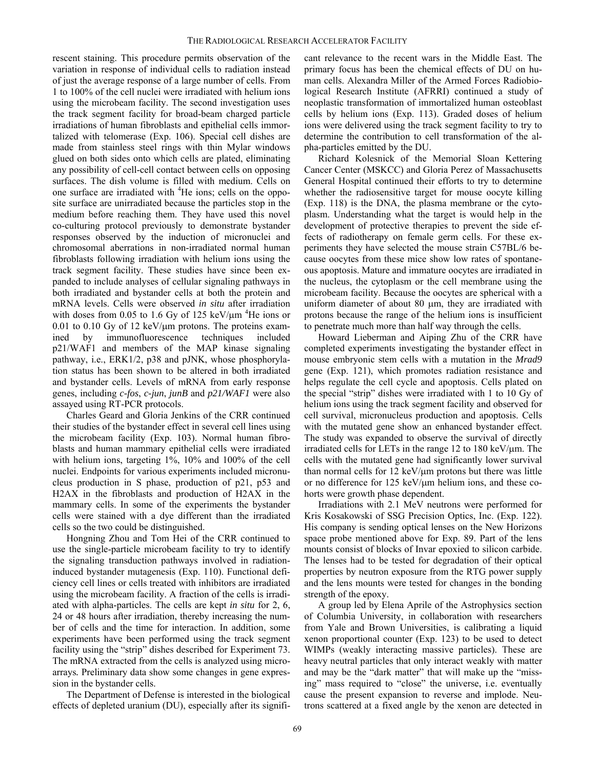rescent staining. This procedure permits observation of the variation in response of individual cells to radiation instead of just the average response of a large number of cells. From 1 to 100% of the cell nuclei were irradiated with helium ions using the microbeam facility. The second investigation uses the track segment facility for broad-beam charged particle irradiations of human fibroblasts and epithelial cells immortalized with telomerase (Exp. 106). Special cell dishes are made from stainless steel rings with thin Mylar windows glued on both sides onto which cells are plated, eliminating any possibility of cell-cell contact between cells on opposing surfaces. The dish volume is filled with medium. Cells on one surface are irradiated with $^4$He ions; cells on the opposite surface are unirradiated because the particles stop in the medium before reaching them. They have used this novel co-culturing protocol previously to demonstrate bystander responses observed by the induction of micronuclei and chromosomal aberrations in non-irradiated normal human fibroblasts following irradiation with helium ions using the track segment facility. These studies have since been expanded to include analyses of cellular signaling pathways in both irradiated and bystander cells at both the protein and mRNA levels. Cells were observed *in situ* after irradiation with doses from 0.05 to 1.6 Gy of 125 keV/μm $^4$He ions or 0.01 to 0.10 Gy of 12 keV/μm protons. The proteins examined by immunofluorescence techniques included p21/WAF1 and members of the MAP kinase signaling pathway, i.e., ERK1/2, p38 and pJNK, whose phosphorylation status has been shown to be altered in both irradiated and bystander cells. Levels of mRNA from early response genes, including *c-fos*, *c-jun*, *junB* and *p21/WAF1* were also assayed using RT-PCR protocols.

Charles Geard and Gloria Jenkins of the CRR continued their studies of the bystander effect in several cell lines using the microbeam facility (Exp. 103). Normal human fibroblasts and human mammary epithelial cells were irradiated with helium ions, targeting 1%, 10% and 100% of the cell nuclei. Endpoints for various experiments included micronucleus production in S phase, production of p21, p53 and H2AX in the fibroblasts and production of H2AX in the mammary cells. In some of the experiments the bystander cells were stained with a dye different than the irradiated cells so the two could be distinguished.

Hongning Zhou and Tom Hei of the CRR continued to use the single-particle microbeam facility to try to identify the signaling transduction pathways involved in radiation-induced bystander mutagenesis (Exp. 110). Functional deficiency cell lines or cells treated with inhibitors are irradiated using the microbeam facility. A fraction of the cells is irradiated with alpha-particles. The cells are kept *in situ* for 2, 6, 24 or 48 hours after irradiation, thereby increasing the number of cells and the time for interaction. In addition, some experiments have been performed using the track segment facility using the "strip" dishes described for Experiment 73. The mRNA extracted from the cells is analyzed using microarrays. Preliminary data show some changes in gene expression in the bystander cells.

The Department of Defense is interested in the biological effects of depleted uranium (DU), especially after its significant relevance to the recent wars in the Middle East. The primary focus has been the chemical effects of DU on human cells. Alexandra Miller of the Armed Forces Radiobiological Research Institute (AFRRI) continued a study of neoplastic transformation of immortalized human osteoblast cells by helium ions (Exp. 113). Graded doses of helium ions were delivered using the track segment facility to try to determine the contribution to cell transformation of the alpha-particles emitted by the DU.

Richard Kolesnick of the Memorial Sloan Kettering Cancer Center (MSKCC) and Gloria Perez of Massachusetts General Hospital continued their efforts to try to determine whether the radiosensitive target for mouse oocyte killing (Exp. 118) is the DNA, the plasma membrane or the cytoplasm. Understanding what the target is would help in the development of protective therapies to prevent the side effects of radiotherapy on female germ cells. For these experiments they have selected the mouse strain C57BL/6 because oocytes from these mice show low rates of spontaneous apoptosis. Mature and immature oocytes are irradiated in the nucleus, the cytoplasm or the cell membrane using the microbeam facility. Because the oocytes are spherical with a uniform diameter of about 80 μm, they are irradiated with protons because the range of the helium ions is insufficient to penetrate much more than half way through the cells.

Howard Lieberman and Aiping Zhu of the CRR have completed experiments investigating the bystander effect in mouse embryonic stem cells with a mutation in the *Mrad9* gene (Exp. 121), which promotes radiation resistance and helps regulate the cell cycle and apoptosis. Cells plated on the special "strip" dishes were irradiated with 1 to 10 Gy of helium ions using the track segment facility and observed for cell survival, micronucleus production and apoptosis. Cells with the mutated gene show an enhanced bystander effect. The study was expanded to observe the survival of directly irradiated cells for LETs in the range 12 to 180 keV/μm. The cells with the mutated gene had significantly lower survival than normal cells for 12 keV/μm protons but there was little or no difference for 125 keV/μm helium ions, and these cohorts were growth phase dependent.

Irradiations with 2.1 MeV neutrons were performed for Kris Kosakowski of SSG Precision Optics, Inc. (Exp. 122). His company is sending optical lenses on the New Horizons space probe mentioned above for Exp. 89. Part of the lens mounts consist of blocks of Invar epoxied to silicon carbide. The lenses had to be tested for degradation of their optical properties by neutron exposure from the RTG power supply and the lens mounts were tested for changes in the bonding strength of the epoxy.

A group led by Elena Aprile of the Astrophysics section of Columbia University, in collaboration with researchers from Yale and Brown Universities, is calibrating a liquid xenon proportional counter (Exp. 123) to be used to detect WIMPs (weakly interacting massive particles). These are heavy neutral particles that only interact weakly with matter and may be the "dark matter" that will make up the "missing" mass required to "close" the universe, i.e. eventually cause the present expansion to reverse and implode. Neutrons scattered at a fixed angle by the xenon are detected in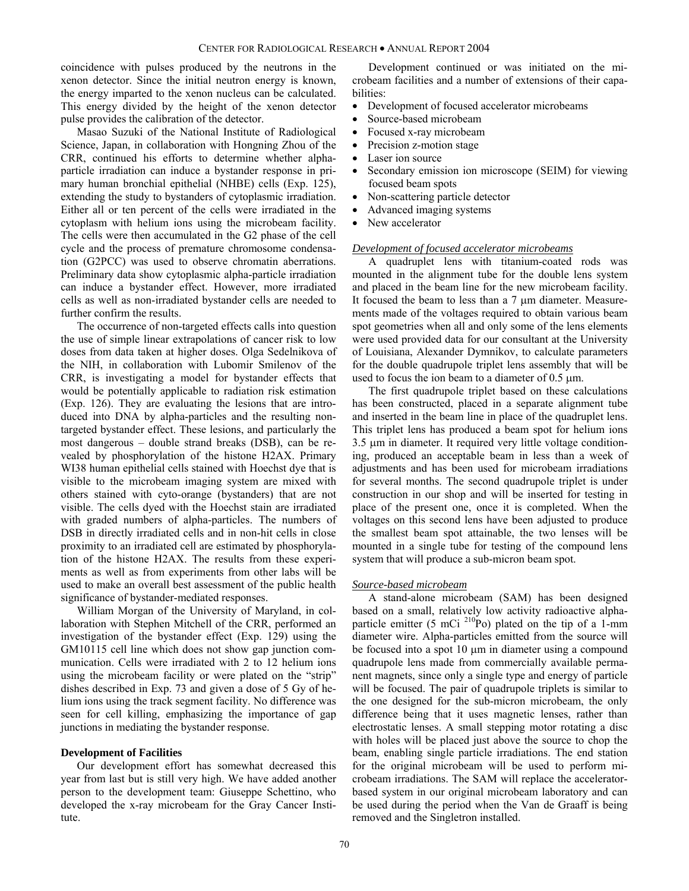coincidence with pulses produced by the neutrons in the xenon detector. Since the initial neutron energy is known, the energy imparted to the xenon nucleus can be calculated. This energy divided by the height of the xenon detector pulse provides the calibration of the detector.

Masao Suzuki of the National Institute of Radiological Science, Japan, in collaboration with Hongning Zhou of the CRR, continued his efforts to determine whether alpha-particle irradiation can induce a bystander response in primary human bronchial epithelial (NHBE) cells (Exp. 125), extending the study to bystanders of cytoplasmic irradiation. Either all or ten percent of the cells were irradiated in the cytoplasm with helium ions using the microbeam facility. The cells were then accumulated in the G2 phase of the cell cycle and the process of premature chromosome condensation (G2PCC) was used to observe chromatin aberrations. Preliminary data show cytoplasmic alpha-particle irradiation can induce a bystander effect. However, more irradiated cells as well as non-irradiated bystander cells are needed to further confirm the results.

The occurrence of non-targeted effects calls into question the use of simple linear extrapolations of cancer risk to low doses from data taken at higher doses. Olga Sedelnikova of the NIH, in collaboration with Lubomir Smilenov of the CRR, is investigating a model for bystander effects that would be potentially applicable to radiation risk estimation (Exp. 126). They are evaluating the lesions that are introduced into DNA by alpha-particles and the resulting non-targeted bystander effect. These lesions, and particularly the most dangerous – double strand breaks (DSB), can be revealed by phosphorylation of the histone H2AX. Primary WI38 human epithelial cells stained with Hoechst dye that is visible to the microbeam imaging system are mixed with others stained with cyto-orange (bystanders) that are not visible. The cells dyed with the Hoechst stain are irradiated with graded numbers of alpha-particles. The numbers of DSB in directly irradiated cells and in non-hit cells in close proximity to an irradiated cell are estimated by phosphorylation of the histone H2AX. The results from these experiments as well as from experiments from other labs will be used to make an overall best assessment of the public health significance of bystander-mediated responses.

William Morgan of the University of Maryland, in collaboration with Stephen Mitchell of the CRR, performed an investigation of the bystander effect (Exp. 129) using the GM10115 cell line which does not show gap junction communication. Cells were irradiated with 2 to 12 helium ions using the microbeam facility or were plated on the "strip" dishes described in Exp. 73 and given a dose of 5 Gy of helium ions using the track segment facility. No difference was seen for cell killing, emphasizing the importance of gap junctions in mediating the bystander response.

**Development of Facilities**

Our development effort has somewhat decreased this year from last but is still very high. We have added another person to the development team: Giuseppe Schettino, who developed the x-ray microbeam for the Gray Cancer Institute.

Development continued or was initiated on the microbeam facilities and a number of extensions of their capabilities:

- Development of focused accelerator microbeams
- Source-based microbeam
- Focused x-ray microbeam
- Precision z-motion stage
- Laser ion source
- Secondary emission ion microscope (SEIM) for viewing focused beam spots
- Non-scattering particle detector
- Advanced imaging systems
- New accelerator

*Development of focused accelerator microbeams*

A quadruplet lens with titanium-coated rods was mounted in the alignment tube for the double lens system and placed in the beam line for the new microbeam facility. It focused the beam to less than a 7 μm diameter. Measurements made of the voltages required to obtain various beam spot geometries when all and only some of the lens elements were used provided data for our consultant at the University of Louisiana, Alexander Dymnikov, to calculate parameters for the double quadrupole triplet lens assembly that will be used to focus the ion beam to a diameter of 0.5 μm.

The first quadrupole triplet based on these calculations has been constructed, placed in a separate alignment tube and inserted in the beam line in place of the quadruplet lens. This triplet lens has produced a beam spot for helium ions 3.5 μm in diameter. It required very little voltage conditioning, produced an acceptable beam in less than a week of adjustments and has been used for microbeam irradiations for several months. The second quadrupole triplet is under construction in our shop and will be inserted for testing in place of the present one, once it is completed. When the voltages on this second lens have been adjusted to produce the smallest beam spot attainable, the two lenses will be mounted in a single tube for testing of the compound lens system that will produce a sub-micron beam spot.

*Source-based microbeam*

A stand-alone microbeam (SAM) has been designed based on a small, relatively low activity radioactive alpha-particle emitter (5 mCi $^{210}$Po) plated on the tip of a 1-mm diameter wire. Alpha-particles emitted from the source will be focused into a spot 10 μm in diameter using a compound quadrupole lens made from commercially available permanent magnets, since only a single type and energy of particle will be focused. The pair of quadrupole triplets is similar to the one designed for the sub-micron microbeam, the only difference being that it uses magnetic lenses, rather than electrostatic lenses. A small stepping motor rotating a disc with holes will be placed just above the source to chop the beam, enabling single particle irradiations. The end station for the original microbeam will be used to perform microbeam irradiations. The SAM will replace the accelerator-based system in our original microbeam laboratory and can be used during the period when the Van de Graaff is being removed and the Singletron installed.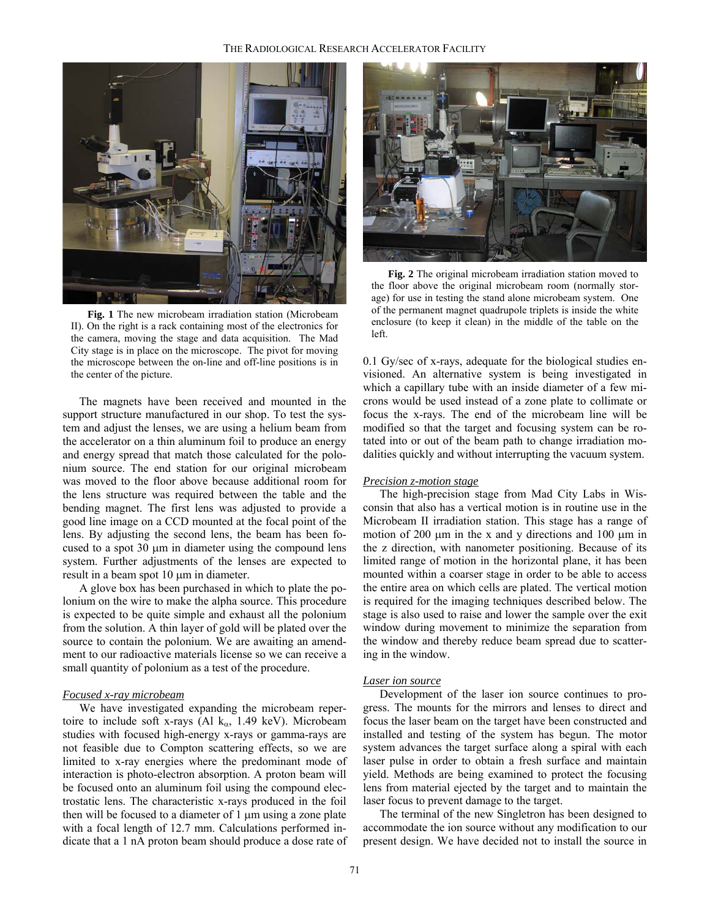**Fig. 1** The new microbeam irradiation station (Microbeam II). On the right is a rack containing most of the electronics for the camera, moving the stage and data acquisition. The Mad City stage is in place on the microscope. The pivot for moving the microscope between the on-line and off-line positions is in the center of the picture.

The magnets have been received and mounted in the support structure manufactured in our shop. To test the system and adjust the lenses, we are using a helium beam from the accelerator on a thin aluminum foil to produce an energy and energy spread that match those calculated for the polonium source. The end station for our original microbeam was moved to the floor above because additional room for the lens structure was required between the table and the bending magnet. The first lens was adjusted to provide a good line image on a CCD mounted at the focal point of the lens. By adjusting the second lens, the beam has been focused to a spot 30 μm in diameter using the compound lens system. Further adjustments of the lenses are expected to result in a beam spot 10 μm in diameter.

A glove box has been purchased in which to plate the polonium on the wire to make the alpha source. This procedure is expected to be quite simple and exhaust all the polonium from the solution. A thin layer of gold will be plated over the source to contain the polonium. We are awaiting an amendment to our radioactive materials license so we can receive a small quantity of polonium as a test of the procedure.

### *Focused x-ray microbeam*

We have investigated expanding the microbeam repertoire to include soft x-rays (Al $k_\alpha$, 1.49 keV). Microbeam studies with focused high-energy x-rays or gamma-rays are not feasible due to Compton scattering effects, so we are limited to x-ray energies where the predominant mode of interaction is photo-electron absorption. A proton beam will be focused onto an aluminum foil using the compound electrostatic lens. The characteristic x-rays produced in the foil then will be focused to a diameter of 1 μm using a zone plate with a focal length of 12.7 mm. Calculations performed indicate that a 1 nA proton beam should produce a dose rate of 0.1 Gy/sec of x-rays, adequate for the biological studies envisioned. An alternative system is being investigated in which a capillary tube with an inside diameter of a few microns would be used instead of a zone plate to collimate or focus the x-rays. The end of the microbeam line will be modified so that the target and focusing system can be rotated into or out of the beam path to change irradiation modalities quickly and without interrupting the vacuum system.

**Fig. 2** The original microbeam irradiation station moved to the floor above the original microbeam room (normally storage) for use in testing the stand alone microbeam system. One of the permanent magnet quadrupole triplets is inside the white enclosure (to keep it clean) in the middle of the table on the left.

### *Precision z-motion stage*

The high-precision stage from Mad City Labs in Wisconsin that also has a vertical motion is in routine use in the Microbeam II irradiation station. This stage has a range of motion of 200 μm in the x and y directions and 100 μm in the z direction, with nanometer positioning. Because of its limited range of motion in the horizontal plane, it has been mounted within a coarser stage in order to be able to access the entire area on which cells are plated. The vertical motion is required for the imaging techniques described below. The stage is also used to raise and lower the sample over the exit window during movement to minimize the separation from the window and thereby reduce beam spread due to scattering in the window.

### *Laser ion source*

Development of the laser ion source continues to progress. The mounts for the mirrors and lenses to direct and focus the laser beam on the target have been constructed and installed and testing of the system has begun. The motor system advances the target surface along a spiral with each laser pulse in order to obtain a fresh surface and maintain yield. Methods are being examined to protect the focusing lens from material ejected by the target and to maintain the laser focus to prevent damage to the target.

The terminal of the new Singletron has been designed to accommodate the ion source without any modification to our present design. We have decided not to install the source in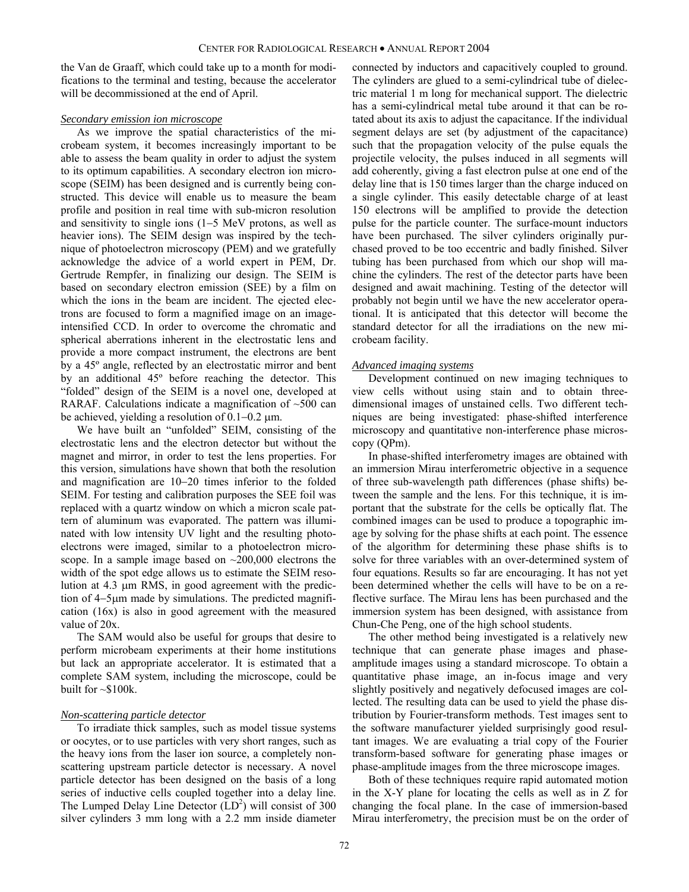the Van de Graaff, which could take up to a month for modifications to the terminal and testing, because the accelerator will be decommissioned at the end of April.

### *Secondary emission ion microscope*

As we improve the spatial characteristics of the microbeam system, it becomes increasingly important to be able to assess the beam quality in order to adjust the system to its optimum capabilities. A secondary electron ion microscope (SEIM) has been designed and is currently being constructed. This device will enable us to measure the beam profile and position in real time with sub-micron resolution and sensitivity to single ions (1−5 MeV protons, as well as heavier ions). The SEIM design was inspired by the technique of photoelectron microscopy (PEM) and we gratefully acknowledge the advice of a world expert in PEM, Dr. Gertrude Rempfer, in finalizing our design. The SEIM is based on secondary electron emission (SEE) by a film on which the ions in the beam are incident. The ejected electrons are focused to form a magnified image on an image-intensified CCD. In order to overcome the chromatic and spherical aberrations inherent in the electrostatic lens and provide a more compact instrument, the electrons are bent by a 45º angle, reflected by an electrostatic mirror and bent by an additional 45º before reaching the detector. This "folded" design of the SEIM is a novel one, developed at RARAF. Calculations indicate a magnification of ~500 can be achieved, yielding a resolution of 0.1−0.2 μm.

We have built an "unfolded" SEIM, consisting of the electrostatic lens and the electron detector but without the magnet and mirror, in order to test the lens properties. For this version, simulations have shown that both the resolution and magnification are 10−20 times inferior to the folded SEIM. For testing and calibration purposes the SEE foil was replaced with a quartz window on which a micron scale pattern of aluminum was evaporated. The pattern was illuminated with low intensity UV light and the resulting photoelectrons were imaged, similar to a photoelectron microscope. In a sample image based on ~200,000 electrons the width of the spot edge allows us to estimate the SEIM resolution at 4.3 μm RMS, in good agreement with the prediction of 4−5μm made by simulations. The predicted magnification (16x) is also in good agreement with the measured value of 20x.

The SAM would also be useful for groups that desire to perform microbeam experiments at their home institutions but lack an appropriate accelerator. It is estimated that a complete SAM system, including the microscope, could be built for ~$100k.

### *Non-scattering particle detector*

To irradiate thick samples, such as model tissue systems or oocytes, or to use particles with very short ranges, such as the heavy ions from the laser ion source, a completely non-scattering upstream particle detector is necessary. A novel particle detector has been designed on the basis of a long series of inductive cells coupled together into a delay line. The Lumped Delay Line Detector ($LD^2$) will consist of 300 silver cylinders 3 mm long with a 2.2 mm inside diameter connected by inductors and capacitively coupled to ground. The cylinders are glued to a semi-cylindrical tube of dielectric material 1 m long for mechanical support. The dielectric has a semi-cylindrical metal tube around it that can be rotated about its axis to adjust the capacitance. If the individual segment delays are set (by adjustment of the capacitance) such that the propagation velocity of the pulse equals the projectile velocity, the pulses induced in all segments will add coherently, giving a fast electron pulse at one end of the delay line that is 150 times larger than the charge induced on a single cylinder. This easily detectable charge of at least 150 electrons will be amplified to provide the detection pulse for the particle counter. The surface-mount inductors have been purchased. The silver cylinders originally purchased proved to be too eccentric and badly finished. Silver tubing has been purchased from which our shop will machine the cylinders. The rest of the detector parts have been designed and await machining. Testing of the detector will probably not begin until we have the new accelerator operational. It is anticipated that this detector will become the standard detector for all the irradiations on the new microbeam facility.

### *Advanced imaging systems*

Development continued on new imaging techniques to view cells without using stain and to obtain three-dimensional images of unstained cells. Two different techniques are being investigated: phase-shifted interference microscopy and quantitative non-interference phase microscopy (QPm).

In phase-shifted interferometry images are obtained with an immersion Mirau interferometric objective in a sequence of three sub-wavelength path differences (phase shifts) between the sample and the lens. For this technique, it is important that the substrate for the cells be optically flat. The combined images can be used to produce a topographic image by solving for the phase shifts at each point. The essence of the algorithm for determining these phase shifts is to solve for three variables with an over-determined system of four equations. Results so far are encouraging. It has not yet been determined whether the cells will have to be on a reflective surface. The Mirau lens has been purchased and the immersion system has been designed, with assistance from Chun-Che Peng, one of the high school students.

The other method being investigated is a relatively new technique that can generate phase images and phase-amplitude images using a standard microscope. To obtain a quantitative phase image, an in-focus image and very slightly positively and negatively defocused images are collected. The resulting data can be used to yield the phase distribution by Fourier-transform methods. Test images sent to the software manufacturer yielded surprisingly good resultant images. We are evaluating a trial copy of the Fourier transform-based software for generating phase images or phase-amplitude images from the three microscope images.

Both of these techniques require rapid automated motion in the X-Y plane for locating the cells as well as in Z for changing the focal plane. In the case of immersion-based Mirau interferometry, the precision must be on the order of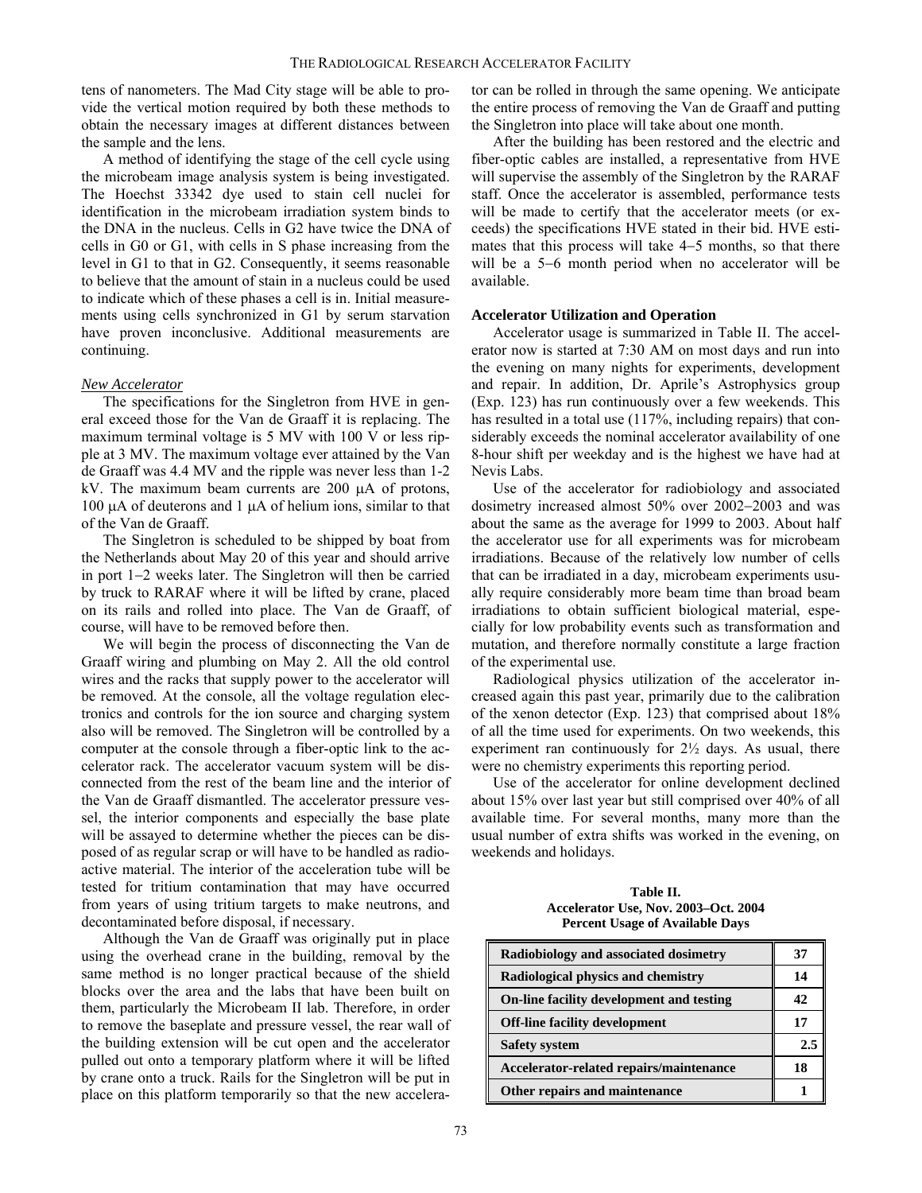tens of nanometers. The Mad City stage will be able to provide the vertical motion required by both these methods to obtain the necessary images at different distances between the sample and the lens.

A method of identifying the stage of the cell cycle using the microbeam image analysis system is being investigated. The Hoechst 33342 dye used to stain cell nuclei for identification in the microbeam irradiation system binds to the DNA in the nucleus. Cells in G2 have twice the DNA of cells in G0 or G1, with cells in S phase increasing from the level in G1 to that in G2. Consequently, it seems reasonable to believe that the amount of stain in a nucleus could be used to indicate which of these phases a cell is in. Initial measurements using cells synchronized in G1 by serum starvation have proven inconclusive. Additional measurements are continuing.

*New Accelerator*

The specifications for the Singletron from HVE in general exceed those for the Van de Graaff it is replacing. The maximum terminal voltage is 5 MV with 100 V or less ripple at 3 MV. The maximum voltage ever attained by the Van de Graaff was 4.4 MV and the ripple was never less than 1-2 kV. The maximum beam currents are 200 μA of protons, 100 μA of deuterons and 1 μA of helium ions, similar to that of the Van de Graaff.

The Singletron is scheduled to be shipped by boat from the Netherlands about May 20 of this year and should arrive in port 1−2 weeks later. The Singletron will then be carried by truck to RARAF where it will be lifted by crane, placed on its rails and rolled into place. The Van de Graaff, of course, will have to be removed before then.

We will begin the process of disconnecting the Van de Graaff wiring and plumbing on May 2. All the old control wires and the racks that supply power to the accelerator will be removed. At the console, all the voltage regulation electronics and controls for the ion source and charging system also will be removed. The Singletron will be controlled by a computer at the console through a fiber-optic link to the accelerator rack. The accelerator vacuum system will be disconnected from the rest of the beam line and the interior of the Van de Graaff dismantled. The accelerator pressure vessel, the interior components and especially the base plate will be assayed to determine whether the pieces can be disposed of as regular scrap or will have to be handled as radioactive material. The interior of the acceleration tube will be tested for tritium contamination that may have occurred from years of using tritium targets to make neutrons, and decontaminated before disposal, if necessary.

Although the Van de Graaff was originally put in place using the overhead crane in the building, removal by the same method is no longer practical because of the shield blocks over the area and the labs that have been built on them, particularly the Microbeam II lab. Therefore, in order to remove the baseplate and pressure vessel, the rear wall of the building extension will be cut open and the accelerator pulled out onto a temporary platform where it will be lifted by crane onto a truck. Rails for the Singletron will be put in place on this platform temporarily so that the new accelerator can be rolled in through the same opening. We anticipate the entire process of removing the Van de Graaff and putting the Singletron into place will take about one month.

After the building has been restored and the electric and fiber-optic cables are installed, a representative from HVE will supervise the assembly of the Singletron by the RARAF staff. Once the accelerator is assembled, performance tests will be made to certify that the accelerator meets (or exceeds) the specifications HVE stated in their bid. HVE estimates that this process will take 4−5 months, so that there will be a 5−6 month period when no accelerator will be available.

**Accelerator Utilization and Operation**

Accelerator usage is summarized in Table II. The accelerator now is started at 7:30 AM on most days and run into the evening on many nights for experiments, development and repair. In addition, Dr. Aprile's Astrophysics group (Exp. 123) has run continuously over a few weekends. This has resulted in a total use (117%, including repairs) that considerably exceeds the nominal accelerator availability of one 8-hour shift per weekday and is the highest we have had at Nevis Labs.

Use of the accelerator for radiobiology and associated dosimetry increased almost 50% over 2002−2003 and was about the same as the average for 1999 to 2003. About half the accelerator use for all experiments was for microbeam irradiations. Because of the relatively low number of cells that can be irradiated in a day, microbeam experiments usually require considerably more beam time than broad beam irradiations to obtain sufficient biological material, especially for low probability events such as transformation and mutation, and therefore normally constitute a large fraction of the experimental use.

Radiological physics utilization of the accelerator increased again this past year, primarily due to the calibration of the xenon detector (Exp. 123) that comprised about 18% of all the time used for experiments. On two weekends, this experiment ran continuously for 2½ days. As usual, there were no chemistry experiments this reporting period.

Use of the accelerator for online development declined about 15% over last year but still comprised over 40% of all available time. For several months, many more than the usual number of extra shifts was worked in the evening, on weekends and holidays.

**Table II.**
**Accelerator Use, Nov. 2003–Oct. 2004**
**Percent Usage of Available Days**

| | |
|---|---|
| **Radiobiology and associated dosimetry** | **37** |
| **Radiological physics and chemistry** | **14** |
| **On-line facility development and testing** | **42** |
| **Off-line facility development** | **17** |
| **Safety system** | **2.5** |
| **Accelerator-related repairs/maintenance** | **18** |
| **Other repairs and maintenance** | **1** |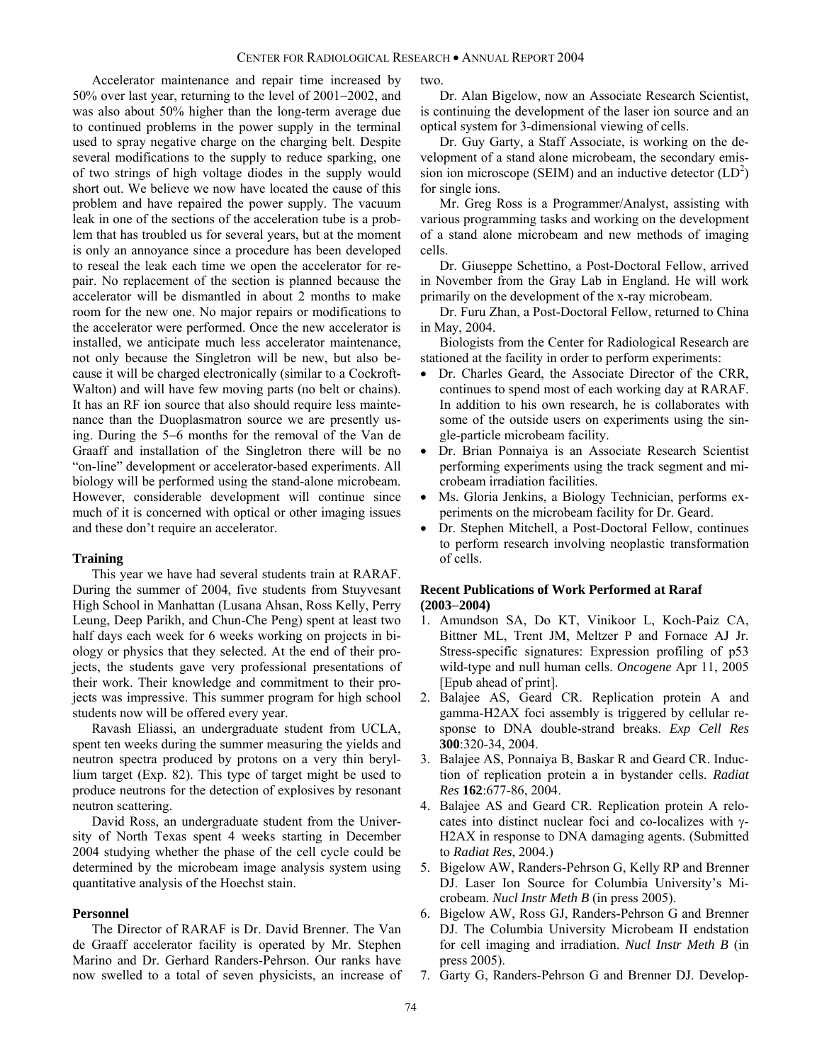Accelerator maintenance and repair time increased by 50% over last year, returning to the level of 2001–2002, and was also about 50% higher than the long-term average due to continued problems in the power supply in the terminal used to spray negative charge on the charging belt. Despite several modifications to the supply to reduce sparking, one of two strings of high voltage diodes in the supply would short out. We believe we now have located the cause of this problem and have repaired the power supply. The vacuum leak in one of the sections of the acceleration tube is a problem that has troubled us for several years, but at the moment is only an annoyance since a procedure has been developed to reseal the leak each time we open the accelerator for repair. No replacement of the section is planned because the accelerator will be dismantled in about 2 months to make room for the new one. No major repairs or modifications to the accelerator were performed. Once the new accelerator is installed, we anticipate much less accelerator maintenance, not only because the Singletron will be new, but also because it will be charged electronically (similar to a Cockroft-Walton) and will have few moving parts (no belt or chains). It has an RF ion source that also should require less maintenance than the Duoplasmatron source we are presently using. During the 5–6 months for the removal of the Van de Graaff and installation of the Singletron there will be no "on-line" development or accelerator-based experiments. All biology will be performed using the stand-alone microbeam. However, considerable development will continue since much of it is concerned with optical or other imaging issues and these don't require an accelerator.

### Training

This year we have had several students train at RARAF. During the summer of 2004, five students from Stuyvesant High School in Manhattan (Lusana Ahsan, Ross Kelly, Perry Leung, Deep Parikh, and Chun-Che Peng) spent at least two half days each week for 6 weeks working on projects in biology or physics that they selected. At the end of their projects, the students gave very professional presentations of their work. Their knowledge and commitment to their projects was impressive. This summer program for high school students now will be offered every year.

Ravash Eliassi, an undergraduate student from UCLA, spent ten weeks during the summer measuring the yields and neutron spectra produced by protons on a very thin beryllium target (Exp. 82). This type of target might be used to produce neutrons for the detection of explosives by resonant neutron scattering.

David Ross, an undergraduate student from the University of North Texas spent 4 weeks starting in December 2004 studying whether the phase of the cell cycle could be determined by the microbeam image analysis system using quantitative analysis of the Hoechst stain.

### Personnel

The Director of RARAF is Dr. David Brenner. The Van de Graaff accelerator facility is operated by Mr. Stephen Marino and Dr. Gerhard Randers-Pehrson. Our ranks have now swelled to a total of seven physicists, an increase of two.

Dr. Alan Bigelow, now an Associate Research Scientist, is continuing the development of the laser ion source and an optical system for 3-dimensional viewing of cells.

Dr. Guy Garty, a Staff Associate, is working on the development of a stand alone microbeam, the secondary emission ion microscope (SEIM) and an inductive detector ($LD^2$) for single ions.

Mr. Greg Ross is a Programmer/Analyst, assisting with various programming tasks and working on the development of a stand alone microbeam and new methods of imaging cells.

Dr. Giuseppe Schettino, a Post-Doctoral Fellow, arrived in November from the Gray Lab in England. He will work primarily on the development of the x-ray microbeam.

Dr. Furu Zhan, a Post-Doctoral Fellow, returned to China in May, 2004.

Biologists from the Center for Radiological Research are stationed at the facility in order to perform experiments:

- Dr. Charles Geard, the Associate Director of the CRR, continues to spend most of each working day at RARAF. In addition to his own research, he is collaborates with some of the outside users on experiments using the single-particle microbeam facility.
- Dr. Brian Ponnaiya is an Associate Research Scientist performing experiments using the track segment and microbeam irradiation facilities.
- Ms. Gloria Jenkins, a Biology Technician, performs experiments on the microbeam facility for Dr. Geard.
- Dr. Stephen Mitchell, a Post-Doctoral Fellow, continues to perform research involving neoplastic transformation of cells.

### Recent Publications of Work Performed at Raraf (2003–2004)

1. Amundson SA, Do KT, Vinikoor L, Koch-Paiz CA, Bittner ML, Trent JM, Meltzer P and Fornace AJ Jr. Stress-specific signatures: Expression profiling of p53 wild-type and null human cells. *Oncogene* Apr 11, 2005 [Epub ahead of print].
2. Balajee AS, Geard CR. Replication protein A and gamma-H2AX foci assembly is triggered by cellular response to DNA double-strand breaks. *Exp Cell Res* **300**:320-34, 2004.
3. Balajee AS, Ponnaiya B, Baskar R and Geard CR. Induction of replication protein a in bystander cells. *Radiat Res* **162**:677-86, 2004.
4. Balajee AS and Geard CR. Replication protein A relocates into distinct nuclear foci and co-localizes with γ-H2AX in response to DNA damaging agents. (Submitted to *Radiat Res*, 2004.)
5. Bigelow AW, Randers-Pehrson G, Kelly RP and Brenner DJ. Laser Ion Source for Columbia University's Microbeam. *Nucl Instr Meth B* (in press 2005).
6. Bigelow AW, Ross GJ, Randers-Pehrson G and Brenner DJ. The Columbia University Microbeam II endstation for cell imaging and irradiation. *Nucl Instr Meth B* (in press 2005).
7. Garty G, Randers-Pehrson G and Brenner DJ. Develop-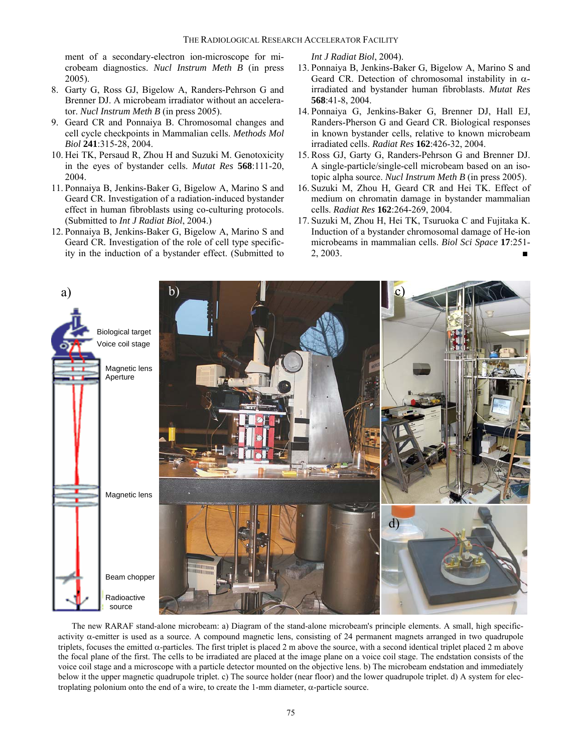ment of a secondary-electron ion-microscope for microbeam diagnostics. *Nucl Instrum Meth B* (in press 2005).

8. Garty G, Ross GJ, Bigelow A, Randers-Pehrson G and Brenner DJ. A microbeam irradiator without an accelerator. *Nucl Instrum Meth B* (in press 2005).
9. Geard CR and Ponnaiya B. Chromosomal changes and cell cycle checkpoints in Mammalian cells. *Methods Mol Biol* **241**:315-28, 2004.
10. Hei TK, Persaud R, Zhou H and Suzuki M. Genotoxicity in the eyes of bystander cells. *Mutat Res* **568**:111-20, 2004.
11. Ponnaiya B, Jenkins-Baker G, Bigelow A, Marino S and Geard CR. Investigation of a radiation-induced bystander effect in human fibroblasts using co-culturing protocols. (Submitted to *Int J Radiat Biol*, 2004.)
12. Ponnaiya B, Jenkins-Baker G, Bigelow A, Marino S and Geard CR. Investigation of the role of cell type specificity in the induction of a bystander effect. (Submitted to *Int J Radiat Biol*, 2004).
13. Ponnaiya B, Jenkins-Baker G, Bigelow A, Marino S and Geard CR. Detection of chromosomal instability in α-irradiated and bystander human fibroblasts. *Mutat Res* **568**:41-8, 2004.
14. Ponnaiya G, Jenkins-Baker G, Brenner DJ, Hall EJ, Randers-Pherson G and Geard CR. Biological responses in known bystander cells, relative to known microbeam irradiated cells. *Radiat Res* **162**:426-32, 2004.
15. Ross GJ, Garty G, Randers-Pehrson G and Brenner DJ. A single-particle/single-cell microbeam based on an isotopic alpha source. *Nucl Instrum Meth B* (in press 2005).
16. Suzuki M, Zhou H, Geard CR and Hei TK. Effect of medium on chromatin damage in bystander mammalian cells. *Radiat Res* **162**:264-269, 2004.
17. Suzuki M, Zhou H, Hei TK, Tsuruoka C and Fujitaka K. Induction of a bystander chromosomal damage of He-ion microbeams in mammalian cells. *Biol Sci Space* **17**:251-2, 2003. ■

a)

Biological target

Voice coil stage

Magnetic lens

Aperture

Magnetic lens

Beam chopper

Radioactive source

b)

c)

d)

The new RARAF stand-alone microbeam: a) Diagram of the stand-alone microbeam's principle elements. A small, high specific-activity α-emitter is used as a source. A compound magnetic lens, consisting of 24 permanent magnets arranged in two quadrupole triplets, focuses the emitted α-particles. The first triplet is placed 2 m above the source, with a second identical triplet placed 2 m above the focal plane of the first. The cells to be irradiated are placed at the image plane on a voice coil stage. The endstation consists of the voice coil stage and a microscope with a particle detector mounted on the objective lens. b) The microbeam endstation and immediately below it the upper magnetic quadrupole triplet. c) The source holder (near floor) and the lower quadrupole triplet. d) A system for electroplating polonium onto the end of a wire, to create the 1-mm diameter, α-particle source.